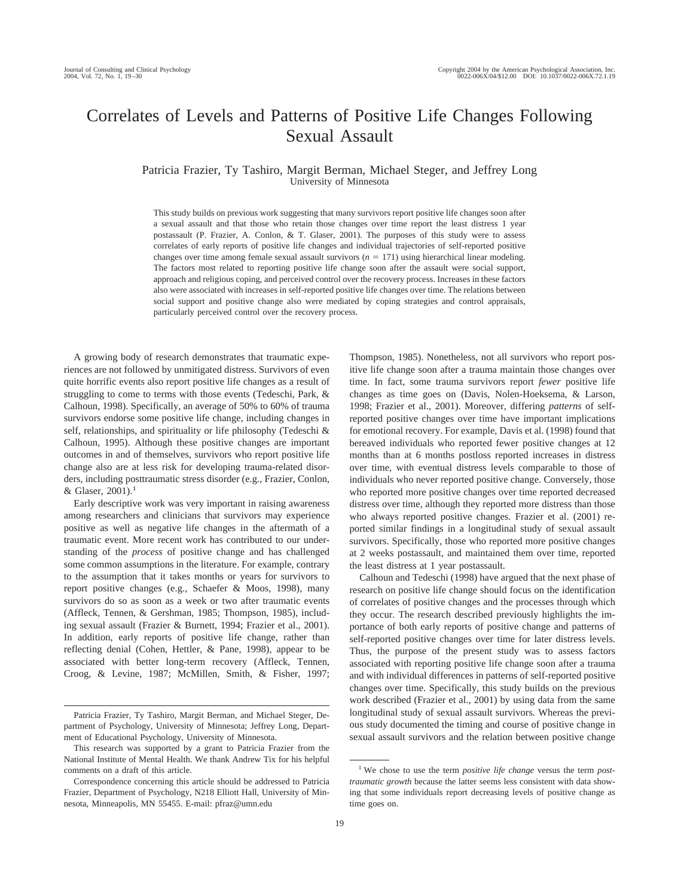# Correlates of Levels and Patterns of Positive Life Changes Following Sexual Assault

Patricia Frazier, Ty Tashiro, Margit Berman, Michael Steger, and Jeffrey Long
University of Minnesota

This study builds on previous work suggesting that many survivors report positive life changes soon after a sexual assault and that those who retain those changes over time report the least distress 1 year postassault (P. Frazier, A. Conlon, & T. Glaser, 2001). The purposes of this study were to assess correlates of early reports of positive life changes and individual trajectories of self-reported positive changes over time among female sexual assault survivors ($n = 171$) using hierarchical linear modeling. The factors most related to reporting positive life change soon after the assault were social support, approach and religious coping, and perceived control over the recovery process. Increases in these factors also were associated with increases in self-reported positive life changes over time. The relations between social support and positive change also were mediated by coping strategies and control appraisals, particularly perceived control over the recovery process.

A growing body of research demonstrates that traumatic experiences are not followed by unmitigated distress. Survivors of even quite horrific events also report positive life changes as a result of struggling to come to terms with those events (Tedeschi, Park, & Calhoun, 1998). Specifically, an average of 50% to 60% of trauma survivors endorse some positive life change, including changes in self, relationships, and spirituality or life philosophy (Tedeschi & Calhoun, 1995). Although these positive changes are important outcomes in and of themselves, survivors who report positive life change also are at less risk for developing trauma-related disorders, including posttraumatic stress disorder (e.g., Frazier, Conlon, & Glaser, 2001).[1]

Early descriptive work was very important in raising awareness among researchers and clinicians that survivors may experience positive as well as negative life changes in the aftermath of a traumatic event. More recent work has contributed to our understanding of the *process* of positive change and has challenged some common assumptions in the literature. For example, contrary to the assumption that it takes months or years for survivors to report positive changes (e.g., Schaefer & Moos, 1998), many survivors do so as soon as a week or two after traumatic events (Affleck, Tennen, & Gershman, 1985; Thompson, 1985), including sexual assault (Frazier & Burnett, 1994; Frazier et al., 2001). In addition, early reports of positive life change, rather than reflecting denial (Cohen, Hettler, & Pane, 1998), appear to be associated with better long-term recovery (Affleck, Tennen, Croog, & Levine, 1987; McMillen, Smith, & Fisher, 1997; Thompson, 1985). Nonetheless, not all survivors who report positive life change soon after a trauma maintain those changes over time. In fact, some trauma survivors report *fewer* positive life changes as time goes on (Davis, Nolen-Hoeksema, & Larson, 1998; Frazier et al., 2001). Moreover, differing *patterns* of self-reported positive changes over time have important implications for emotional recovery. For example, Davis et al. (1998) found that bereaved individuals who reported fewer positive changes at 12 months than at 6 months postloss reported increases in distress over time, with eventual distress levels comparable to those of individuals who never reported positive change. Conversely, those who reported more positive changes over time reported decreased distress over time, although they reported more distress than those who always reported positive changes. Frazier et al. (2001) reported similar findings in a longitudinal study of sexual assault survivors. Specifically, those who reported more positive changes at 2 weeks postassault, and maintained them over time, reported the least distress at 1 year postassault.

Calhoun and Tedeschi (1998) have argued that the next phase of research on positive life change should focus on the identification of correlates of positive changes and the processes through which they occur. The research described previously highlights the importance of both early reports of positive change and patterns of self-reported positive changes over time for later distress levels. Thus, the purpose of the present study was to assess factors associated with reporting positive life change soon after a trauma and with individual differences in patterns of self-reported positive changes over time. Specifically, this study builds on the previous work described (Frazier et al., 2001) by using data from the same longitudinal study of sexual assault survivors. Whereas the previous study documented the timing and course of positive change in sexual assault survivors and the relation between positive change

---

Patricia Frazier, Ty Tashiro, Margit Berman, and Michael Steger, Department of Psychology, University of Minnesota; Jeffrey Long, Department of Educational Psychology, University of Minnesota.

This research was supported by a grant to Patricia Frazier from the National Institute of Mental Health. We thank Andrew Tix for his helpful comments on a draft of this article.

Correspondence concerning this article should be addressed to Patricia Frazier, Department of Psychology, N218 Elliott Hall, University of Minnesota, Minneapolis, MN 55455. E-mail: pfraz@umn.edu

[1] We chose to use the term *positive life change* versus the term *posttraumatic growth* because the latter seems less consistent with data showing that some individuals report decreasing levels of positive change as time goes on.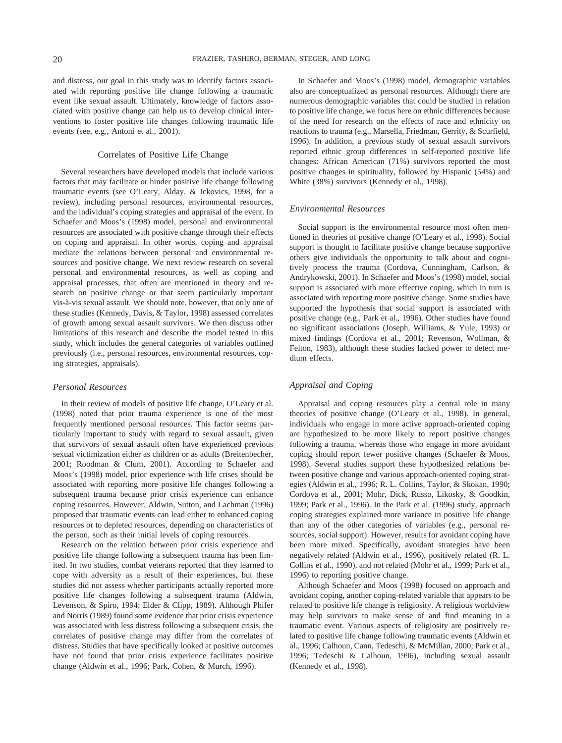and distress, our goal in this study was to identify factors associated with reporting positive life change following a traumatic event like sexual assault. Ultimately, knowledge of factors associated with positive change can help us to develop clinical interventions to foster positive life changes following traumatic life events (see, e.g., Antoni et al., 2001).

## Correlates of Positive Life Change

Several researchers have developed models that include various factors that may facilitate or hinder positive life change following traumatic events (see O'Leary, Alday, & Ickovics, 1998, for a review), including personal resources, environmental resources, and the individual's coping strategies and appraisal of the event. In Schaefer and Moos's (1998) model, personal and environmental resources are associated with positive change through their effects on coping and appraisal. In other words, coping and appraisal mediate the relations between personal and environmental resources and positive change. We next review research on several personal and environmental resources, as well as coping and appraisal processes, that often are mentioned in theory and research on positive change or that seem particularly important vis-à-vis sexual assault. We should note, however, that only one of these studies (Kennedy, Davis, & Taylor, 1998) assessed correlates of growth among sexual assault survivors. We then discuss other limitations of this research and describe the model tested in this study, which includes the general categories of variables outlined previously (i.e., personal resources, environmental resources, coping strategies, appraisals).

### *Personal Resources*

In their review of models of positive life change, O'Leary et al. (1998) noted that prior trauma experience is one of the most frequently mentioned personal resources. This factor seems particularly important to study with regard to sexual assault, given that survivors of sexual assault often have experienced previous sexual victimization either as children or as adults (Breitenbecher, 2001; Roodman & Clum, 2001). According to Schaefer and Moos's (1998) model, prior experience with life crises should be associated with reporting more positive life changes following a subsequent trauma because prior crisis experience can enhance coping resources. However, Aldwin, Sutton, and Lachman (1996) proposed that traumatic events can lead either to enhanced coping resources or to depleted resources, depending on characteristics of the person, such as their initial levels of coping resources.

Research on the relation between prior crisis experience and positive life change following a subsequent trauma has been limited. In two studies, combat veterans reported that they learned to cope with adversity as a result of their experiences, but these studies did not assess whether participants actually reported more positive life changes following a subsequent trauma (Aldwin, Levenson, & Spiro, 1994; Elder & Clipp, 1989). Although Phifer and Norris (1989) found some evidence that prior crisis experience was associated with less distress following a subsequent crisis, the correlates of positive change may differ from the correlates of distress. Studies that have specifically looked at positive outcomes have not found that prior crisis experience facilitates positive change (Aldwin et al., 1996; Park, Cohen, & Murch, 1996).

In Schaefer and Moos's (1998) model, demographic variables also are conceptualized as personal resources. Although there are numerous demographic variables that could be studied in relation to positive life change, we focus here on ethnic differences because of the need for research on the effects of race and ethnicity on reactions to trauma (e.g., Marsella, Friedman, Gerrity, & Scurfield, 1996). In addition, a previous study of sexual assault survivors reported ethnic group differences in self-reported positive life changes: African American (71%) survivors reported the most positive changes in spirituality, followed by Hispanic (54%) and White (38%) survivors (Kennedy et al., 1998).

### *Environmental Resources*

Social support is the environmental resource most often mentioned in theories of positive change (O'Leary et al., 1998). Social support is thought to facilitate positive change because supportive others give individuals the opportunity to talk about and cognitively process the trauma (Cordova, Cunningham, Carlson, & Andrykowski, 2001). In Schaefer and Moos's (1998) model, social support is associated with more effective coping, which in turn is associated with reporting more positive change. Some studies have supported the hypothesis that social support is associated with positive change (e.g., Park et al., 1996). Other studies have found no significant associations (Joseph, Williams, & Yule, 1993) or mixed findings (Cordova et al., 2001; Revenson, Wollman, & Felton, 1983), although these studies lacked power to detect medium effects.

### *Appraisal and Coping*

Appraisal and coping resources play a central role in many theories of positive change (O'Leary et al., 1998). In general, individuals who engage in more active approach-oriented coping are hypothesized to be more likely to report positive changes following a trauma, whereas those who engage in more avoidant coping should report fewer positive changes (Schaefer & Moos, 1998). Several studies support these hypothesized relations between positive change and various approach-oriented coping strategies (Aldwin et al., 1996; R. L. Collins, Taylor, & Skokan, 1990; Cordova et al., 2001; Mohr, Dick, Russo, Likosky, & Goodkin, 1999; Park et al., 1996). In the Park et al. (1996) study, approach coping strategies explained more variance in positive life change than any of the other categories of variables (e.g., personal resources, social support). However, results for avoidant coping have been more mixed. Specifically, avoidant strategies have been negatively related (Aldwin et al., 1996), positively related (R. L. Collins et al., 1990), and not related (Mohr et al., 1999; Park et al., 1996) to reporting positive change.

Although Schaefer and Moos (1998) focused on approach and avoidant coping, another coping-related variable that appears to be related to positive life change is religiosity. A religious worldview may help survivors to make sense of and find meaning in a traumatic event. Various aspects of religiosity are positively related to positive life change following traumatic events (Aldwin et al., 1996; Calhoun, Cann, Tedeschi, & McMillan, 2000; Park et al., 1996; Tedeschi & Calhoun, 1996), including sexual assault (Kennedy et al., 1998).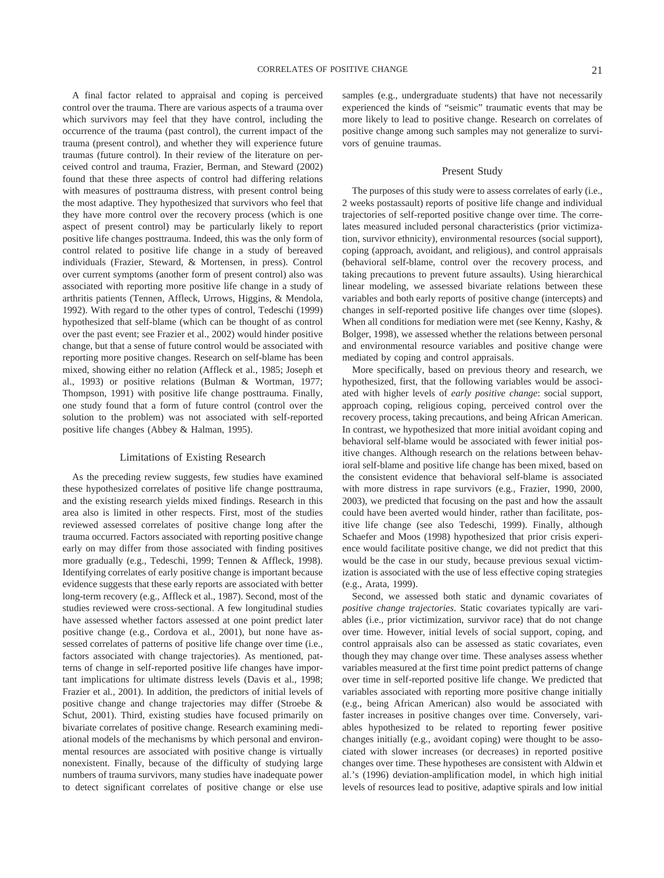A final factor related to appraisal and coping is perceived control over the trauma. There are various aspects of a trauma over which survivors may feel that they have control, including the occurrence of the trauma (past control), the current impact of the trauma (present control), and whether they will experience future traumas (future control). In their review of the literature on perceived control and trauma, Frazier, Berman, and Steward (2002) found that these three aspects of control had differing relations with measures of posttrauma distress, with present control being the most adaptive. They hypothesized that survivors who feel that they have more control over the recovery process (which is one aspect of present control) may be particularly likely to report positive life changes posttrauma. Indeed, this was the only form of control related to positive life change in a study of bereaved individuals (Frazier, Steward, & Mortensen, in press). Control over current symptoms (another form of present control) also was associated with reporting more positive life change in a study of arthritis patients (Tennen, Affleck, Urrows, Higgins, & Mendola, 1992). With regard to the other types of control, Tedeschi (1999) hypothesized that self-blame (which can be thought of as control over the past event; see Frazier et al., 2002) would hinder positive change, but that a sense of future control would be associated with reporting more positive changes. Research on self-blame has been mixed, showing either no relation (Affleck et al., 1985; Joseph et al., 1993) or positive relations (Bulman & Wortman, 1977; Thompson, 1991) with positive life change posttrauma. Finally, one study found that a form of future control (control over the solution to the problem) was not associated with self-reported positive life changes (Abbey & Halman, 1995).

## Limitations of Existing Research

As the preceding review suggests, few studies have examined these hypothesized correlates of positive life change posttrauma, and the existing research yields mixed findings. Research in this area also is limited in other respects. First, most of the studies reviewed assessed correlates of positive change long after the trauma occurred. Factors associated with reporting positive change early on may differ from those associated with finding positives more gradually (e.g., Tedeschi, 1999; Tennen & Affleck, 1998). Identifying correlates of early positive change is important because evidence suggests that these early reports are associated with better long-term recovery (e.g., Affleck et al., 1987). Second, most of the studies reviewed were cross-sectional. A few longitudinal studies have assessed whether factors assessed at one point predict later positive change (e.g., Cordova et al., 2001), but none have assessed correlates of patterns of positive life change over time (i.e., factors associated with change trajectories). As mentioned, patterns of change in self-reported positive life changes have important implications for ultimate distress levels (Davis et al., 1998; Frazier et al., 2001). In addition, the predictors of initial levels of positive change and change trajectories may differ (Stroebe & Schut, 2001). Third, existing studies have focused primarily on bivariate correlates of positive change. Research examining mediational models of the mechanisms by which personal and environmental resources are associated with positive change is virtually nonexistent. Finally, because of the difficulty of studying large numbers of trauma survivors, many studies have inadequate power to detect significant correlates of positive change or else use samples (e.g., undergraduate students) that have not necessarily experienced the kinds of "seismic" traumatic events that may be more likely to lead to positive change. Research on correlates of positive change among such samples may not generalize to survivors of genuine traumas.

## Present Study

The purposes of this study were to assess correlates of early (i.e., 2 weeks postassault) reports of positive life change and individual trajectories of self-reported positive change over time. The correlates measured included personal characteristics (prior victimization, survivor ethnicity), environmental resources (social support), coping (approach, avoidant, and religious), and control appraisals (behavioral self-blame, control over the recovery process, and taking precautions to prevent future assaults). Using hierarchical linear modeling, we assessed bivariate relations between these variables and both early reports of positive change (intercepts) and changes in self-reported positive life changes over time (slopes). When all conditions for mediation were met (see Kenny, Kashy, & Bolger, 1998), we assessed whether the relations between personal and environmental resource variables and positive change were mediated by coping and control appraisals.

More specifically, based on previous theory and research, we hypothesized, first, that the following variables would be associated with higher levels of *early positive change*: social support, approach coping, religious coping, perceived control over the recovery process, taking precautions, and being African American. In contrast, we hypothesized that more initial avoidant coping and behavioral self-blame would be associated with fewer initial positive changes. Although research on the relations between behavioral self-blame and positive life change has been mixed, based on the consistent evidence that behavioral self-blame is associated with more distress in rape survivors (e.g., Frazier, 1990, 2000, 2003), we predicted that focusing on the past and how the assault could have been averted would hinder, rather than facilitate, positive life change (see also Tedeschi, 1999). Finally, although Schaefer and Moos (1998) hypothesized that prior crisis experience would facilitate positive change, we did not predict that this would be the case in our study, because previous sexual victimization is associated with the use of less effective coping strategies (e.g., Arata, 1999).

Second, we assessed both static and dynamic covariates of *positive change trajectories*. Static covariates typically are variables (i.e., prior victimization, survivor race) that do not change over time. However, initial levels of social support, coping, and control appraisals also can be assessed as static covariates, even though they may change over time. These analyses assess whether variables measured at the first time point predict patterns of change over time in self-reported positive life change. We predicted that variables associated with reporting more positive change initially (e.g., being African American) also would be associated with faster increases in positive changes over time. Conversely, variables hypothesized to be related to reporting fewer positive changes initially (e.g., avoidant coping) were thought to be associated with slower increases (or decreases) in reported positive changes over time. These hypotheses are consistent with Aldwin et al.'s (1996) deviation-amplification model, in which high initial levels of resources lead to positive, adaptive spirals and low initial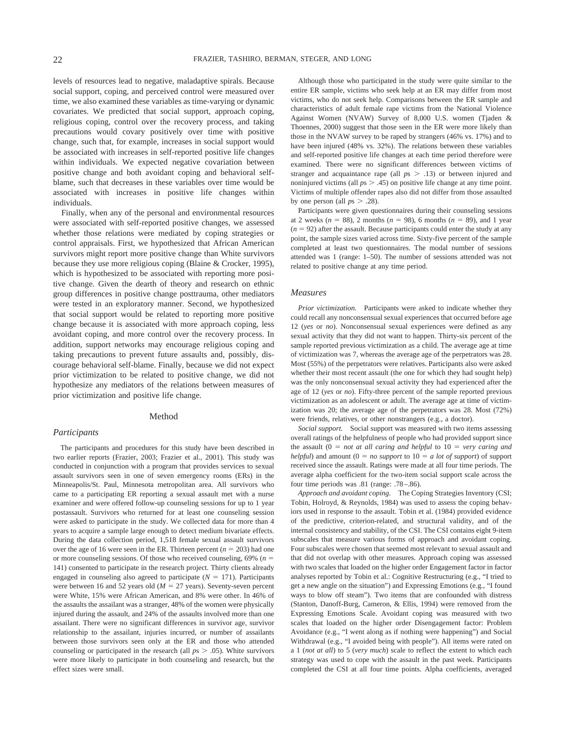levels of resources lead to negative, maladaptive spirals. Because social support, coping, and perceived control were measured over time, we also examined these variables as time-varying or dynamic covariates. We predicted that social support, approach coping, religious coping, control over the recovery process, and taking precautions would covary positively over time with positive change, such that, for example, increases in social support would be associated with increases in self-reported positive life changes within individuals. We expected negative covariation between positive change and both avoidant coping and behavioral self-blame, such that decreases in these variables over time would be associated with increases in positive life changes within individuals.

Finally, when any of the personal and environmental resources were associated with self-reported positive changes, we assessed whether those relations were mediated by coping strategies or control appraisals. First, we hypothesized that African American survivors might report more positive change than White survivors because they use more religious coping (Blaine & Crocker, 1995), which is hypothesized to be associated with reporting more positive change. Given the dearth of theory and research on ethnic group differences in positive change posttrauma, other mediators were tested in an exploratory manner. Second, we hypothesized that social support would be related to reporting more positive change because it is associated with more approach coping, less avoidant coping, and more control over the recovery process. In addition, support networks may encourage religious coping and taking precautions to prevent future assaults and, possibly, discourage behavioral self-blame. Finally, because we did not expect prior victimization to be related to positive change, we did not hypothesize any mediators of the relations between measures of prior victimization and positive life change.

## Method

### Participants

The participants and procedures for this study have been described in two earlier reports (Frazier, 2003; Frazier et al., 2001). This study was conducted in conjunction with a program that provides services to sexual assault survivors seen in one of seven emergency rooms (ERs) in the Minneapolis/St. Paul, Minnesota metropolitan area. All survivors who came to a participating ER reporting a sexual assault met with a nurse examiner and were offered follow-up counseling sessions for up to 1 year postassault. Survivors who returned for at least one counseling session were asked to participate in the study. We collected data for more than 4 years to acquire a sample large enough to detect medium bivariate effects. During the data collection period, 1,518 female sexual assault survivors over the age of 16 were seen in the ER. Thirteen percent ($n = 203$) had one or more counseling sessions. Of those who received counseling, 69% ($n = 141$) consented to participate in the research project. Thirty clients already engaged in counseling also agreed to participate ($N = 171$). Participants were between 16 and 52 years old ($M = 27$ years). Seventy-seven percent were White, 15% were African American, and 8% were other. In 46% of the assaults the assailant was a stranger, 48% of the women were physically injured during the assault, and 24% of the assaults involved more than one assailant. There were no significant differences in survivor age, survivor relationship to the assailant, injuries incurred, or number of assailants between those survivors seen only at the ER and those who attended counseling or participated in the research (all $ps > .05$). White survivors were more likely to participate in both counseling and research, but the effect sizes were small.

Although those who participated in the study were quite similar to the entire ER sample, victims who seek help at an ER may differ from most victims, who do not seek help. Comparisons between the ER sample and characteristics of adult female rape victims from the National Violence Against Women (NVAW) Survey of 8,000 U.S. women (Tjaden & Thoennes, 2000) suggest that those seen in the ER were more likely than those in the NVAW survey to be raped by strangers (46% vs. 17%) and to have been injured (48% vs. 32%). The relations between these variables and self-reported positive life changes at each time period therefore were examined. There were no significant differences between victims of stranger and acquaintance rape (all $ps > .13$) or between injured and noninjured victims (all $ps > .45$) on positive life change at any time point. Victims of multiple offender rapes also did not differ from those assaulted by one person (all $ps > .28$).

Participants were given questionnaires during their counseling sessions at 2 weeks ($n = 88$), 2 months ($n = 98$), 6 months ($n = 89$), and 1 year ($n = 92$) after the assault. Because participants could enter the study at any point, the sample sizes varied across time. Sixty-five percent of the sample completed at least two questionnaires. The modal number of sessions attended was 1 (range: 1–50). The number of sessions attended was not related to positive change at any time period.

### Measures

*Prior victimization.* Participants were asked to indicate whether they could recall any nonconsensual sexual experiences that occurred before age 12 (*yes* or *no*). Nonconsensual sexual experiences were defined as any sexual activity that they did not want to happen. Thirty-six percent of the sample reported previous victimization as a child. The average age at time of victimization was 7, whereas the average age of the perpetrators was 28. Most (55%) of the perpetrators were relatives. Participants also were asked whether their most recent assault (the one for which they had sought help) was the only nonconsensual sexual activity they had experienced after the age of 12 (*yes* or *no*). Fifty-three percent of the sample reported previous victimization as an adolescent or adult. The average age at time of victimization was 20; the average age of the perpetrators was 28. Most (72%) were friends, relatives, or other nonstrangers (e.g., a doctor).

*Social support.* Social support was measured with two items assessing overall ratings of the helpfulness of people who had provided support since the assault (0 = *not at all caring and helpful* to 10 = *very caring and helpful*) and amount (0 = *no support* to 10 = *a lot of support*) of support received since the assault. Ratings were made at all four time periods. The average alpha coefficient for the two-item social support scale across the four time periods was .81 (range: .78–.86).

*Approach and avoidant coping.* The Coping Strategies Inventory (CSI; Tobin, Holroyd, & Reynolds, 1984) was used to assess the coping behaviors used in response to the assault. Tobin et al. (1984) provided evidence of the predictive, criterion-related, and structural validity, and of the internal consistency and stability, of the CSI. The CSI contains eight 9-item subscales that measure various forms of approach and avoidant coping. Four subscales were chosen that seemed most relevant to sexual assault and that did not overlap with other measures. Approach coping was assessed with two scales that loaded on the higher order Engagement factor in factor analyses reported by Tobin et al.: Cognitive Restructuring (e.g., "I tried to get a new angle on the situation") and Expressing Emotions (e.g., "I found ways to blow off steam"). Two items that are confounded with distress (Stanton, Danoff-Burg, Cameron, & Ellis, 1994) were removed from the Expressing Emotions Scale. Avoidant coping was measured with two scales that loaded on the higher order Disengagement factor: Problem Avoidance (e.g., "I went along as if nothing were happening") and Social Withdrawal (e.g., "I avoided being with people"). All items were rated on a 1 (*not at all*) to 5 (*very much*) scale to reflect the extent to which each strategy was used to cope with the assault in the past week. Participants completed the CSI at all four time points. Alpha coefficients, averaged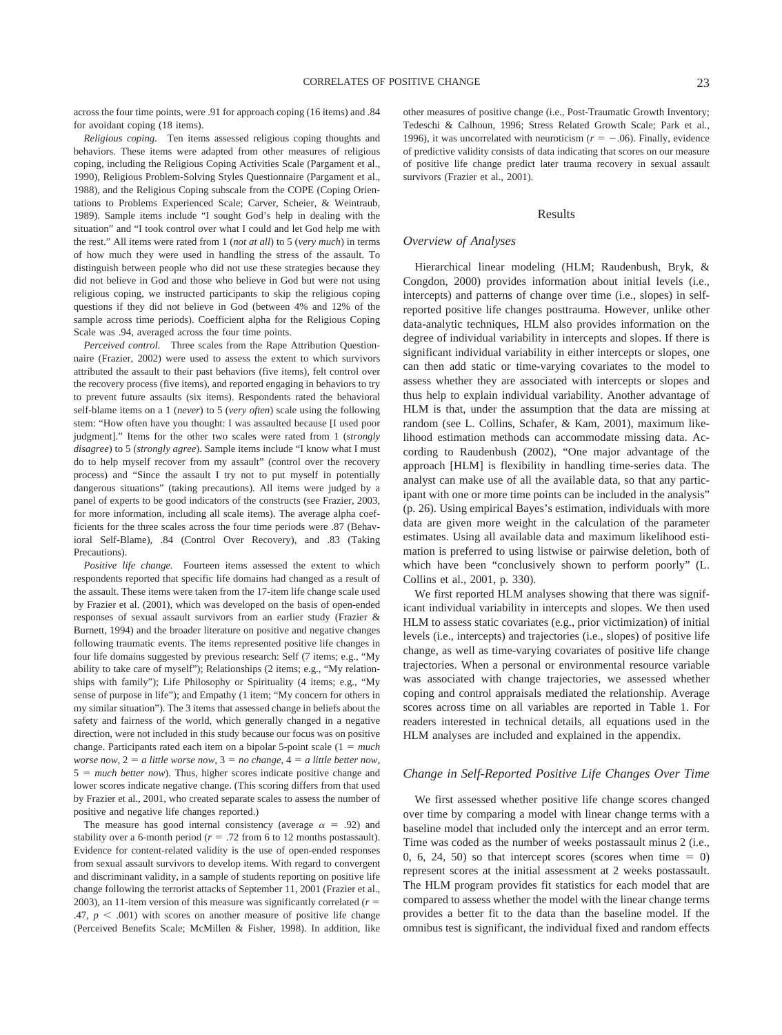across the four time points, were .91 for approach coping (16 items) and .84 for avoidant coping (18 items).

*Religious coping.* Ten items assessed religious coping thoughts and behaviors. These items were adapted from other measures of religious coping, including the Religious Coping Activities Scale (Pargament et al., 1990), Religious Problem-Solving Styles Questionnaire (Pargament et al., 1988), and the Religious Coping subscale from the COPE (Coping Orientations to Problems Experienced Scale; Carver, Scheier, & Weintraub, 1989). Sample items include "I sought God's help in dealing with the situation" and "I took control over what I could and let God help me with the rest." All items were rated from 1 (*not at all*) to 5 (*very much*) in terms of how much they were used in handling the stress of the assault. To distinguish between people who did not use these strategies because they did not believe in God and those who believe in God but were not using religious coping, we instructed participants to skip the religious coping questions if they did not believe in God (between 4% and 12% of the sample across time periods). Coefficient alpha for the Religious Coping Scale was .94, averaged across the four time points.

*Perceived control.* Three scales from the Rape Attribution Questionnaire (Frazier, 2002) were used to assess the extent to which survivors attributed the assault to their past behaviors (five items), felt control over the recovery process (five items), and reported engaging in behaviors to try to prevent future assaults (six items). Respondents rated the behavioral self-blame items on a 1 (*never*) to 5 (*very often*) scale using the following stem: "How often have you thought: I was assaulted because [I used poor judgment]." Items for the other two scales were rated from 1 (*strongly disagree*) to 5 (*strongly agree*). Sample items include "I know what I must do to help myself recover from my assault" (control over the recovery process) and "Since the assault I try not to put myself in potentially dangerous situations" (taking precautions). All items were judged by a panel of experts to be good indicators of the constructs (see Frazier, 2003, for more information, including all scale items). The average alpha coefficients for the three scales across the four time periods were .87 (Behavioral Self-Blame), .84 (Control Over Recovery), and .83 (Taking Precautions).

*Positive life change.* Fourteen items assessed the extent to which respondents reported that specific life domains had changed as a result of the assault. These items were taken from the 17-item life change scale used by Frazier et al. (2001), which was developed on the basis of open-ended responses of sexual assault survivors from an earlier study (Frazier & Burnett, 1994) and the broader literature on positive and negative changes following traumatic events. The items represented positive life changes in four life domains suggested by previous research: Self (7 items; e.g., "My ability to take care of myself"); Relationships (2 items; e.g., "My relationships with family"); Life Philosophy or Spirituality (4 items; e.g., "My sense of purpose in life"); and Empathy (1 item; "My concern for others in my similar situation"). The 3 items that assessed change in beliefs about the safety and fairness of the world, which generally changed in a negative direction, were not included in this study because our focus was on positive change. Participants rated each item on a bipolar 5-point scale (1 = *much worse now*, 2 = *a little worse now*, 3 = *no change*, 4 = *a little better now*, 5 = *much better now*). Thus, higher scores indicate positive change and lower scores indicate negative change. (This scoring differs from that used by Frazier et al., 2001, who created separate scales to assess the number of positive and negative life changes reported.)

The measure has good internal consistency (average $\alpha$ = .92) and stability over a 6-month period ($r$ = .72 from 6 to 12 months postassault). Evidence for content-related validity is the use of open-ended responses from sexual assault survivors to develop items. With regard to convergent and discriminant validity, in a sample of students reporting on positive life change following the terrorist attacks of September 11, 2001 (Frazier et al., 2003), an 11-item version of this measure was significantly correlated ($r$ = .47, $p$ < .001) with scores on another measure of positive life change (Perceived Benefits Scale; McMillen & Fisher, 1998). In addition, like other measures of positive change (i.e., Post-Traumatic Growth Inventory; Tedeschi & Calhoun, 1996; Stress Related Growth Scale; Park et al., 1996), it was uncorrelated with neuroticism ($r$ = −.06). Finally, evidence of predictive validity consists of data indicating that scores on our measure of positive life change predict later trauma recovery in sexual assault survivors (Frazier et al., 2001).

## Results

### Overview of Analyses

Hierarchical linear modeling (HLM; Raudenbush, Bryk, & Congdon, 2000) provides information about initial levels (i.e., intercepts) and patterns of change over time (i.e., slopes) in self-reported positive life changes posttrauma. However, unlike other data-analytic techniques, HLM also provides information on the degree of individual variability in intercepts and slopes. If there is significant individual variability in either intercepts or slopes, one can then add static or time-varying covariates to the model to assess whether they are associated with intercepts or slopes and thus help to explain individual variability. Another advantage of HLM is that, under the assumption that the data are missing at random (see L. Collins, Schafer, & Kam, 2001), maximum likelihood estimation methods can accommodate missing data. According to Raudenbush (2002), "One major advantage of the approach [HLM] is flexibility in handling time-series data. The analyst can make use of all the available data, so that any participant with one or more time points can be included in the analysis" (p. 26). Using empirical Bayes's estimation, individuals with more data are given more weight in the calculation of the parameter estimates. Using all available data and maximum likelihood estimation is preferred to using listwise or pairwise deletion, both of which have been "conclusively shown to perform poorly" (L. Collins et al., 2001, p. 330).

We first reported HLM analyses showing that there was significant individual variability in intercepts and slopes. We then used HLM to assess static covariates (e.g., prior victimization) of initial levels (i.e., intercepts) and trajectories (i.e., slopes) of positive life change, as well as time-varying covariates of positive life change trajectories. When a personal or environmental resource variable was associated with change trajectories, we assessed whether coping and control appraisals mediated the relationship. Average scores across time on all variables are reported in Table 1. For readers interested in technical details, all equations used in the HLM analyses are included and explained in the appendix.

### Change in Self-Reported Positive Life Changes Over Time

We first assessed whether positive life change scores changed over time by comparing a model with linear change terms with a baseline model that included only the intercept and an error term. Time was coded as the number of weeks postassault minus 2 (i.e., 0, 6, 24, 50) so that intercept scores (scores when time = 0) represent scores at the initial assessment at 2 weeks postassault. The HLM program provides fit statistics for each model that are compared to assess whether the model with the linear change terms provides a better fit to the data than the baseline model. If the omnibus test is significant, the individual fixed and random effects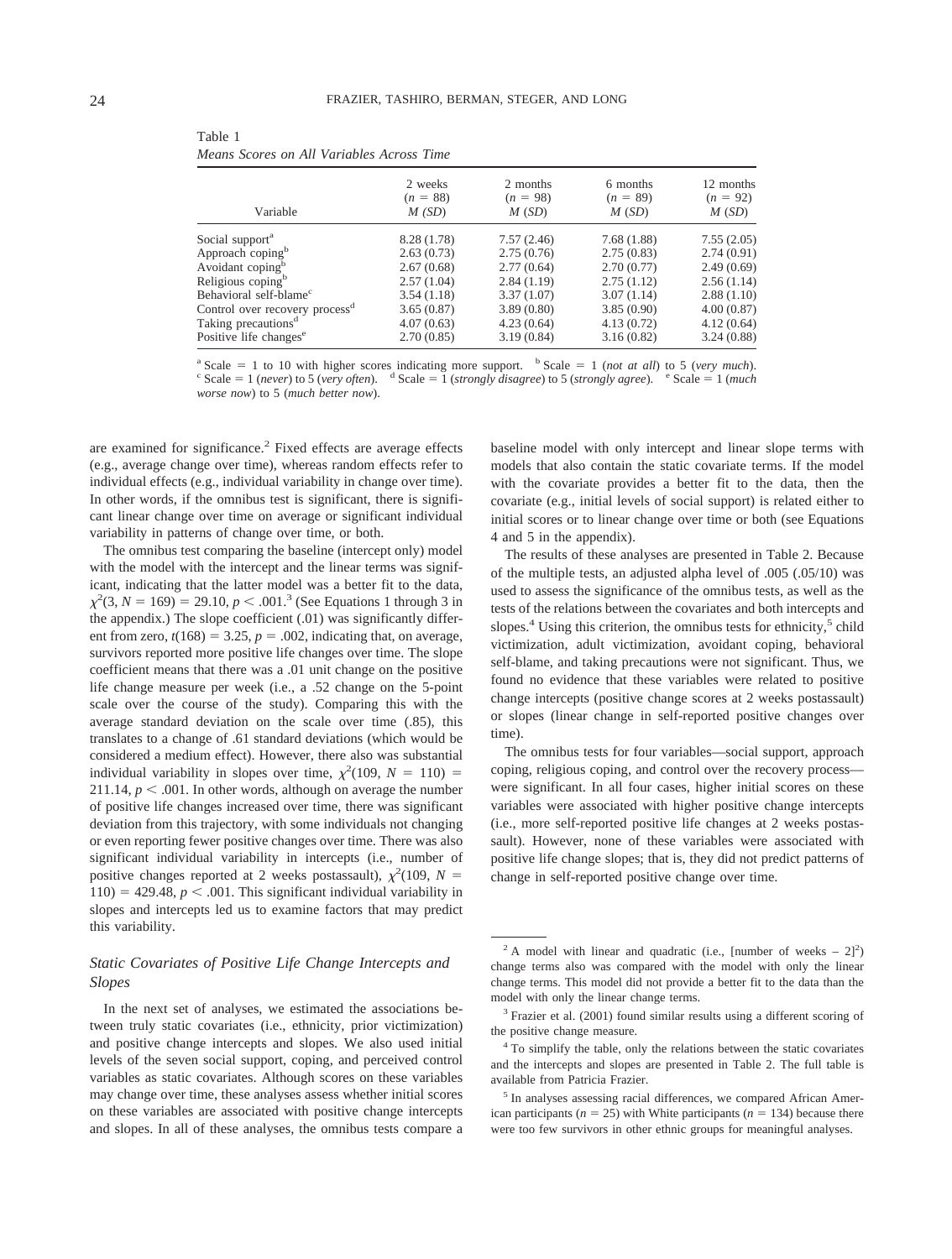Table 1
*Means Scores on All Variables Across Time*

| Variable | 2 weeks ($n$ = 88) $M$ ($SD$) | 2 months ($n$ = 98) $M$ ($SD$) | 6 months ($n$ = 89) $M$ ($SD$) | 12 months ($n$ = 92) $M$ ($SD$) |
|---|---|---|---|---|
| Social support[a] | 8.28 (1.78) | 7.57 (2.46) | 7.68 (1.88) | 7.55 (2.05) |
| Approach coping[b] | 2.63 (0.73) | 2.75 (0.76) | 2.75 (0.83) | 2.74 (0.91) |
| Avoidant coping[b] | 2.67 (0.68) | 2.77 (0.64) | 2.70 (0.77) | 2.49 (0.69) |
| Religious coping[b] | 2.57 (1.04) | 2.84 (1.19) | 2.75 (1.12) | 2.56 (1.14) |
| Behavioral self-blame[c] | 3.54 (1.18) | 3.37 (1.07) | 3.07 (1.14) | 2.88 (1.10) |
| Control over recovery process[d] | 3.65 (0.87) | 3.89 (0.80) | 3.85 (0.90) | 4.00 (0.87) |
| Taking precautions[d] | 4.07 (0.63) | 4.23 (0.64) | 4.13 (0.72) | 4.12 (0.64) |
| Positive life changes[e] | 2.70 (0.85) | 3.19 (0.84) | 3.16 (0.82) | 3.24 (0.88) |

[a] Scale = 1 to 10 with higher scores indicating more support. [b] Scale = 1 (*not at all*) to 5 (*very much*). [c] Scale = 1 (*never*) to 5 (*very often*). [d] Scale = 1 (*strongly disagree*) to 5 (*strongly agree*). [e] Scale = 1 (*much worse now*) to 5 (*much better now*).

are examined for significance.[2] Fixed effects are average effects (e.g., average change over time), whereas random effects refer to individual effects (e.g., individual variability in change over time). In other words, if the omnibus test is significant, there is significant linear change over time on average or significant individual variability in patterns of change over time, or both.

The omnibus test comparing the baseline (intercept only) model with the model with the intercept and the linear terms was significant, indicating that the latter model was a better fit to the data, $\chi^2(3, N = 169) = 29.10, p < .001$.[3] (See Equations 1 through 3 in the appendix.) The slope coefficient (.01) was significantly different from zero, $t(168) = 3.25, p = .002$, indicating that, on average, survivors reported more positive life changes over time. The slope coefficient means that there was a .01 unit change on the positive life change measure per week (i.e., a .52 change on the 5-point scale over the course of the study). Comparing this with the average standard deviation on the scale over time (.85), this translates to a change of .61 standard deviations (which would be considered a medium effect). However, there also was substantial individual variability in slopes over time, $\chi^2(109, N = 110) = 211.14, p < .001$. In other words, although on average the number of positive life changes increased over time, there was significant deviation from this trajectory, with some individuals not changing or even reporting fewer positive changes over time. There was also significant individual variability in intercepts (i.e., number of positive changes reported at 2 weeks postassault), $\chi^2(109, N = 110) = 429.48, p < .001$. This significant individual variability in slopes and intercepts led us to examine factors that may predict this variability.

### *Static Covariates of Positive Life Change Intercepts and Slopes*

In the next set of analyses, we estimated the associations between truly static covariates (i.e., ethnicity, prior victimization) and positive change intercepts and slopes. We also used initial levels of the seven social support, coping, and perceived control variables as static covariates. Although scores on these variables may change over time, these analyses assess whether initial scores on these variables are associated with positive change intercepts and slopes. In all of these analyses, the omnibus tests compare a baseline model with only intercept and linear slope terms with models that also contain the static covariate terms. If the model with the covariate provides a better fit to the data, then the covariate (e.g., initial levels of social support) is related either to initial scores or to linear change over time or both (see Equations 4 and 5 in the appendix).

The results of these analyses are presented in Table 2. Because of the multiple tests, an adjusted alpha level of .005 (.05/10) was used to assess the significance of the omnibus tests, as well as the tests of the relations between the covariates and both intercepts and slopes.[4] Using this criterion, the omnibus tests for ethnicity,[5] child victimization, adult victimization, avoidant coping, behavioral self-blame, and taking precautions were not significant. Thus, we found no evidence that these variables were related to positive change intercepts (positive change scores at 2 weeks postassault) or slopes (linear change in self-reported positive changes over time).

The omnibus tests for four variables—social support, approach coping, religious coping, and control over the recovery process—were significant. In all four cases, higher initial scores on these variables were associated with higher positive change intercepts (i.e., more self-reported positive life changes at 2 weeks postassault). However, none of these variables were associated with positive life change slopes; that is, they did not predict patterns of change in self-reported positive change over time.

---

[2] A model with linear and quadratic (i.e., [number of weeks − 2]$^2$) change terms also was compared with the model with only the linear change terms. This model did not provide a better fit to the data than the model with only the linear change terms.

[3] Frazier et al. (2001) found similar results using a different scoring of the positive change measure.

[4] To simplify the table, only the relations between the static covariates and the intercepts and slopes are presented in Table 2. The full table is available from Patricia Frazier.

[5] In analyses assessing racial differences, we compared African American participants ($n$ = 25) with White participants ($n$ = 134) because there were too few survivors in other ethnic groups for meaningful analyses.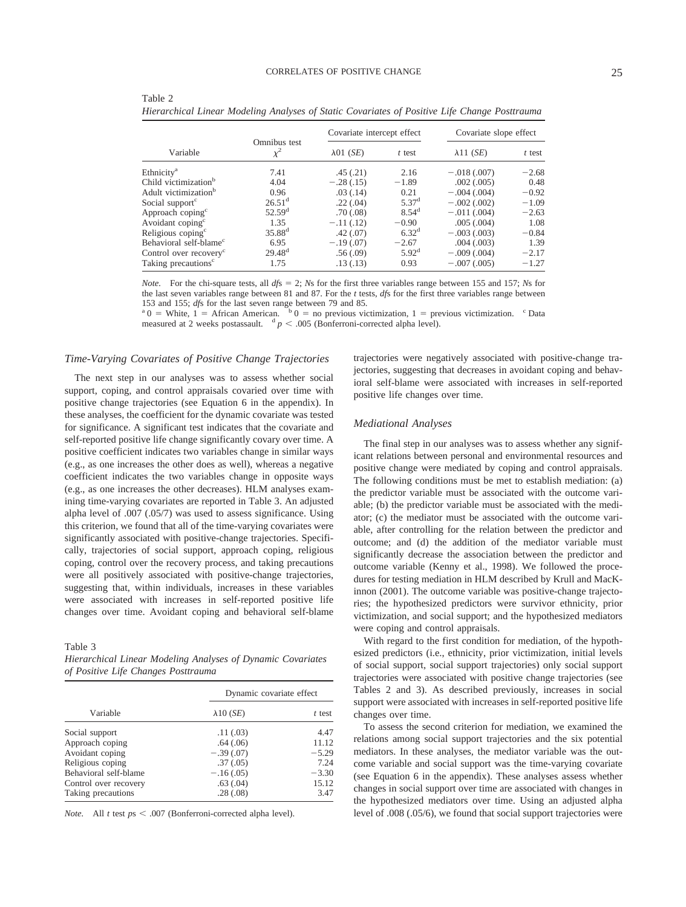Table 2
*Hierarchical Linear Modeling Analyses of Static Covariates of Positive Life Change Posttrauma*

| Variable | Omnibus test $\chi^2$ | Covariate intercept effect | | Covariate slope effect | |
|---|---|---|---|---|---|
| | | $\lambda 01$ (*SE*) | *t* test | $\lambda 11$ (*SE*) | *t* test |
| Ethnicity[a] | 7.41 | .45 (.21) | 2.16 | −.018 (.007) | −2.68 |
| Child victimization[b] | 4.04 | −.28 (.15) | −1.89 | .002 (.005) | 0.48 |
| Adult victimization[b] | 0.96 | .03 (.14) | 0.21 | −.004 (.004) | −0.92 |
| Social support[c] | 26.51[d] | .22 (.04) | 5.37[d] | −.002 (.002) | −1.09 |
| Approach coping[c] | 52.59[d] | .70 (.08) | 8.54[d] | −.011 (.004) | −2.63 |
| Avoidant coping[c] | 1.35 | −.11 (.12) | −0.90 | .005 (.004) | 1.08 |
| Religious coping[c] | 35.88[d] | .42 (.07) | 6.32[d] | −.003 (.003) | −0.84 |
| Behavioral self-blame[c] | 6.95 | −.19 (.07) | −2.67 | .004 (.003) | 1.39 |
| Control over recovery[c] | 29.48[d] | .56 (.09) | 5.92[d] | −.009 (.004) | −2.17 |
| Taking precautions[c] | 1.75 | .13 (.13) | 0.93 | −.007 (.005) | −1.27 |

*Note.* For the chi-square tests, all *df*s = 2; *N*s for the first three variables range between 155 and 157; *N*s for the last seven variables range between 81 and 87. For the *t* tests, *df*s for the first three variables range between 153 and 155; *df*s for the last seven range between 79 and 85.
[a] 0 = White, 1 = African American. [b] 0 = no previous victimization, 1 = previous victimization. [c] Data measured at 2 weeks postassault. [d] $p < .005$ (Bonferroni-corrected alpha level).

### Time-Varying Covariates of Positive Change Trajectories

The next step in our analyses was to assess whether social support, coping, and control appraisals covaried over time with positive change trajectories (see Equation 6 in the appendix). In these analyses, the coefficient for the dynamic covariate was tested for significance. A significant test indicates that the covariate and self-reported positive life change significantly covary over time. A positive coefficient indicates two variables change in similar ways (e.g., as one increases the other does as well), whereas a negative coefficient indicates the two variables change in opposite ways (e.g., as one increases the other decreases). HLM analyses examining time-varying covariates are reported in Table 3. An adjusted alpha level of .007 (.05/7) was used to assess significance. Using this criterion, we found that all of the time-varying covariates were significantly associated with positive-change trajectories. Specifically, trajectories of social support, approach coping, religious coping, control over the recovery process, and taking precautions were all positively associated with positive-change trajectories, suggesting that, within individuals, increases in these variables were associated with increases in self-reported positive life changes over time. Avoidant coping and behavioral self-blame trajectories were negatively associated with positive-change trajectories, suggesting that decreases in avoidant coping and behavioral self-blame were associated with increases in self-reported positive life changes over time.

Table 3
*Hierarchical Linear Modeling Analyses of Dynamic Covariates of Positive Life Changes Posttrauma*

| Variable | Dynamic covariate effect | |
|---|---|---|
| | $\lambda 10$ (*SE*) | *t* test |
| Social support | .11 (.03) | 4.47 |
| Approach coping | .64 (.06) | 11.12 |
| Avoidant coping | −.39 (.07) | −5.29 |
| Religious coping | .37 (.05) | 7.24 |
| Behavioral self-blame | −.16 (.05) | −3.30 |
| Control over recovery | .63 (.04) | 15.12 |
| Taking precautions | .28 (.08) | 3.47 |

*Note.* All *t* test $ps < .007$ (Bonferroni-corrected alpha level).

### Mediational Analyses

The final step in our analyses was to assess whether any significant relations between personal and environmental resources and positive change were mediated by coping and control appraisals. The following conditions must be met to establish mediation: (a) the predictor variable must be associated with the outcome variable; (b) the predictor variable must be associated with the mediator; (c) the mediator must be associated with the outcome variable, after controlling for the relation between the predictor and outcome; and (d) the addition of the mediator variable must significantly decrease the association between the predictor and outcome variable (Kenny et al., 1998). We followed the procedures for testing mediation in HLM described by Krull and MacKinnon (2001). The outcome variable was positive-change trajectories; the hypothesized predictors were survivor ethnicity, prior victimization, and social support; and the hypothesized mediators were coping and control appraisals.

With regard to the first condition for mediation, of the hypothesized predictors (i.e., ethnicity, prior victimization, initial levels of social support, social support trajectories) only social support trajectories were associated with positive change trajectories (see Tables 2 and 3). As described previously, increases in social support were associated with increases in self-reported positive life changes over time.

To assess the second criterion for mediation, we examined the relations among social support trajectories and the six potential mediators. In these analyses, the mediator variable was the outcome variable and social support was the time-varying covariate (see Equation 6 in the appendix). These analyses assess whether changes in social support over time are associated with changes in the hypothesized mediators over time. Using an adjusted alpha level of .008 (.05/6), we found that social support trajectories were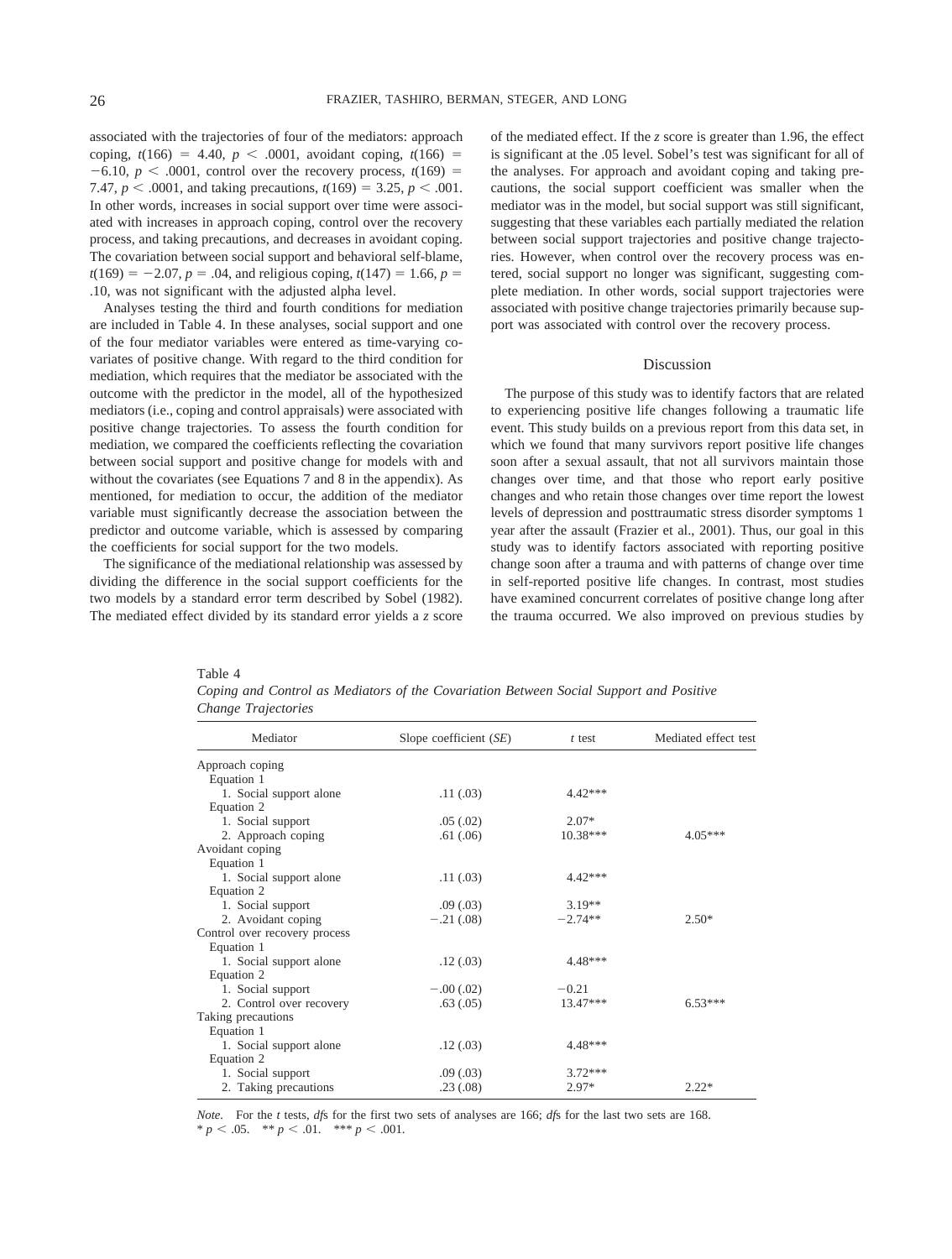associated with the trajectories of four of the mediators: approach coping, $t(166) = 4.40$, $p < .0001$, avoidant coping, $t(166) = -6.10$, $p < .0001$, control over the recovery process, $t(169) = 7.47$, $p < .0001$, and taking precautions, $t(169) = 3.25$, $p < .001$. In other words, increases in social support over time were associated with increases in approach coping, control over the recovery process, and taking precautions, and decreases in avoidant coping. The covariation between social support and behavioral self-blame, $t(169) = -2.07$, $p = .04$, and religious coping, $t(147) = 1.66$, $p = .10$, was not significant with the adjusted alpha level.

Analyses testing the third and fourth conditions for mediation are included in Table 4. In these analyses, social support and one of the four mediator variables were entered as time-varying covariates of positive change. With regard to the third condition for mediation, which requires that the mediator be associated with the outcome with the predictor in the model, all of the hypothesized mediators (i.e., coping and control appraisals) were associated with positive change trajectories. To assess the fourth condition for mediation, we compared the coefficients reflecting the covariation between social support and positive change for models with and without the covariates (see Equations 7 and 8 in the appendix). As mentioned, for mediation to occur, the addition of the mediator variable must significantly decrease the association between the predictor and outcome variable, which is assessed by comparing the coefficients for social support for the two models.

The significance of the mediational relationship was assessed by dividing the difference in the social support coefficients for the two models by a standard error term described by Sobel (1982). The mediated effect divided by its standard error yields a *z* score of the mediated effect. If the *z* score is greater than 1.96, the effect is significant at the .05 level. Sobel's test was significant for all of the analyses. For approach and avoidant coping and taking precautions, the social support coefficient was smaller when the mediator was in the model, but social support was still significant, suggesting that these variables each partially mediated the relation between social support trajectories and positive change trajectories. However, when control over the recovery process was entered, social support no longer was significant, suggesting complete mediation. In other words, social support trajectories were associated with positive change trajectories primarily because support was associated with control over the recovery process.

## Discussion

The purpose of this study was to identify factors that are related to experiencing positive life changes following a traumatic life event. This study builds on a previous report from this data set, in which we found that many survivors report positive life changes soon after a sexual assault, that not all survivors maintain those changes over time, and that those who report early positive changes and who retain those changes over time report the lowest levels of depression and posttraumatic stress disorder symptoms 1 year after the assault (Frazier et al., 2001). Thus, our goal in this study was to identify factors associated with reporting positive change soon after a trauma and with patterns of change over time in self-reported positive life changes. In contrast, most studies have examined concurrent correlates of positive change long after the trauma occurred. We also improved on previous studies by

Table 4
*Coping and Control as Mediators of the Covariation Between Social Support and Positive Change Trajectories*

| Mediator | Slope coefficient (*SE*) | *t* test | Mediated effect test |
|---|---|---|---|
| Approach coping | | | |
| Equation 1 | | | |
| 1. Social support alone | .11 (.03) | 4.42*** | |
| Equation 2 | | | |
| 1. Social support | .05 (.02) | 2.07* | |
| 2. Approach coping | .61 (.06) | 10.38*** | 4.05*** |
| Avoidant coping | | | |
| Equation 1 | | | |
| 1. Social support alone | .11 (.03) | 4.42*** | |
| Equation 2 | | | |
| 1. Social support | .09 (.03) | 3.19** | |
| 2. Avoidant coping | −.21 (.08) | −2.74** | 2.50* |
| Control over recovery process | | | |
| Equation 1 | | | |
| 1. Social support alone | .12 (.03) | 4.48*** | |
| Equation 2 | | | |
| 1. Social support | −.00 (.02) | −0.21 | |
| 2. Control over recovery | .63 (.05) | 13.47*** | 6.53*** |
| Taking precautions | | | |
| Equation 1 | | | |
| 1. Social support alone | .12 (.03) | 4.48*** | |
| Equation 2 | | | |
| 1. Social support | .09 (.03) | 3.72*** | |
| 2. Taking precautions | .23 (.08) | 2.97* | 2.22* |

*Note.* For the *t* tests, *df*s for the first two sets of analyses are 166; *df*s for the last two sets are 168.
* $p < .05$. ** $p < .01$. *** $p < .001$.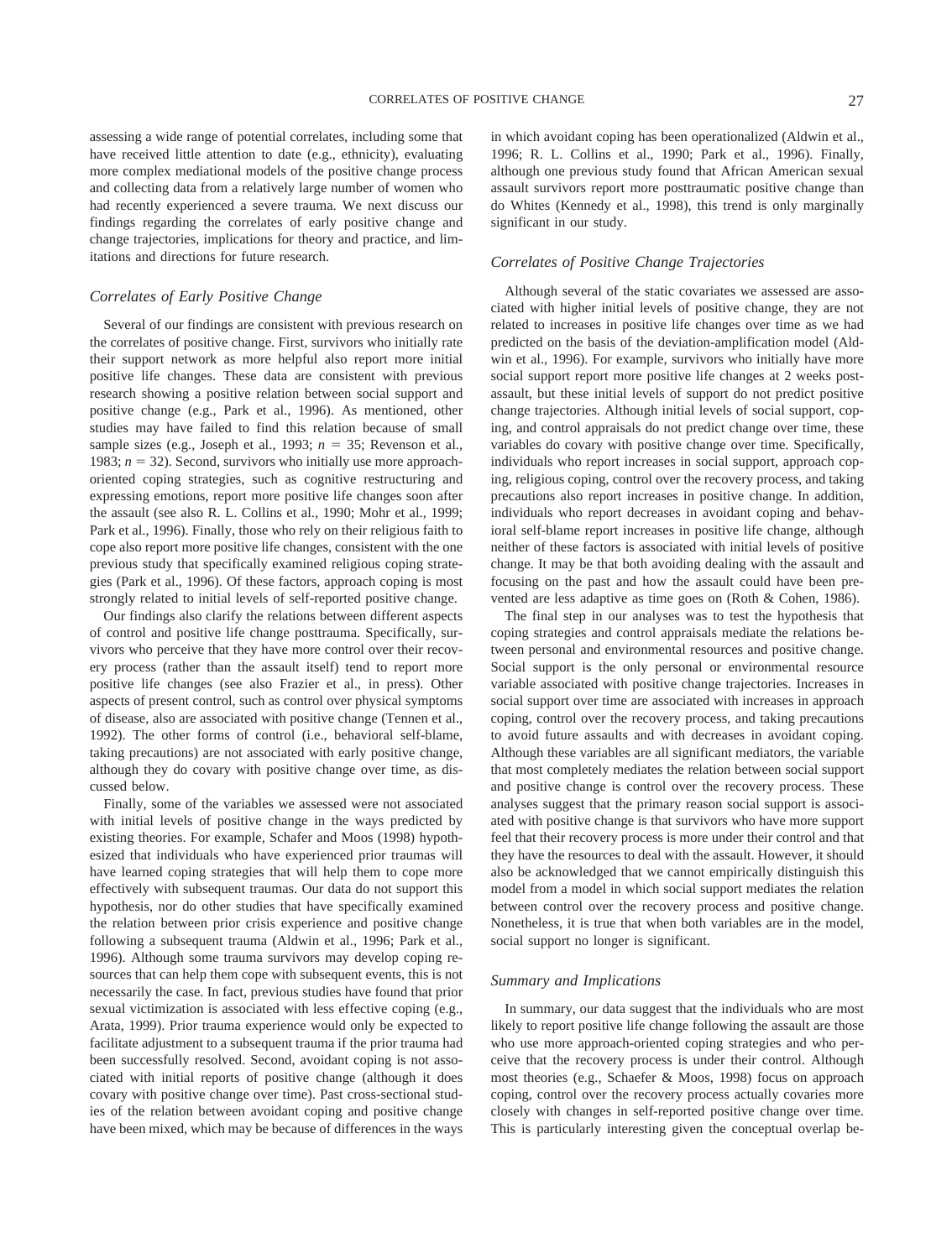assessing a wide range of potential correlates, including some that have received little attention to date (e.g., ethnicity), evaluating more complex mediational models of the positive change process and collecting data from a relatively large number of women who had recently experienced a severe trauma. We next discuss our findings regarding the correlates of early positive change and change trajectories, implications for theory and practice, and limitations and directions for future research.

### Correlates of Early Positive Change

Several of our findings are consistent with previous research on the correlates of positive change. First, survivors who initially rate their support network as more helpful also report more initial positive life changes. These data are consistent with previous research showing a positive relation between social support and positive change (e.g., Park et al., 1996). As mentioned, other studies may have failed to find this relation because of small sample sizes (e.g., Joseph et al., 1993; $n = 35$; Revenson et al., 1983; $n = 32$). Second, survivors who initially use more approach-oriented coping strategies, such as cognitive restructuring and expressing emotions, report more positive life changes soon after the assault (see also R. L. Collins et al., 1990; Mohr et al., 1999; Park et al., 1996). Finally, those who rely on their religious faith to cope also report more positive life changes, consistent with the one previous study that specifically examined religious coping strategies (Park et al., 1996). Of these factors, approach coping is most strongly related to initial levels of self-reported positive change.

Our findings also clarify the relations between different aspects of control and positive life change posttrauma. Specifically, survivors who perceive that they have more control over their recovery process (rather than the assault itself) tend to report more positive life changes (see also Frazier et al., in press). Other aspects of present control, such as control over physical symptoms of disease, also are associated with positive change (Tennen et al., 1992). The other forms of control (i.e., behavioral self-blame, taking precautions) are not associated with early positive change, although they do covary with positive change over time, as discussed below.

Finally, some of the variables we assessed were not associated with initial levels of positive change in the ways predicted by existing theories. For example, Schafer and Moos (1998) hypothesized that individuals who have experienced prior traumas will have learned coping strategies that will help them to cope more effectively with subsequent traumas. Our data do not support this hypothesis, nor do other studies that have specifically examined the relation between prior crisis experience and positive change following a subsequent trauma (Aldwin et al., 1996; Park et al., 1996). Although some trauma survivors may develop coping resources that can help them cope with subsequent events, this is not necessarily the case. In fact, previous studies have found that prior sexual victimization is associated with less effective coping (e.g., Arata, 1999). Prior trauma experience would only be expected to facilitate adjustment to a subsequent trauma if the prior trauma had been successfully resolved. Second, avoidant coping is not associated with initial reports of positive change (although it does covary with positive change over time). Past cross-sectional studies of the relation between avoidant coping and positive change have been mixed, which may be because of differences in the ways in which avoidant coping has been operationalized (Aldwin et al., 1996; R. L. Collins et al., 1990; Park et al., 1996). Finally, although one previous study found that African American sexual assault survivors report more posttraumatic positive change than do Whites (Kennedy et al., 1998), this trend is only marginally significant in our study.

### Correlates of Positive Change Trajectories

Although several of the static covariates we assessed are associated with higher initial levels of positive change, they are not related to increases in positive life changes over time as we had predicted on the basis of the deviation-amplification model (Aldwin et al., 1996). For example, survivors who initially have more social support report more positive life changes at 2 weeks postassault, but these initial levels of support do not predict positive change trajectories. Although initial levels of social support, coping, and control appraisals do not predict change over time, these variables do covary with positive change over time. Specifically, individuals who report increases in social support, approach coping, religious coping, control over the recovery process, and taking precautions also report increases in positive change. In addition, individuals who report decreases in avoidant coping and behavioral self-blame report increases in positive life change, although neither of these factors is associated with initial levels of positive change. It may be that both avoiding dealing with the assault and focusing on the past and how the assault could have been prevented are less adaptive as time goes on (Roth & Cohen, 1986).

The final step in our analyses was to test the hypothesis that coping strategies and control appraisals mediate the relations between personal and environmental resources and positive change. Social support is the only personal or environmental resource variable associated with positive change trajectories. Increases in social support over time are associated with increases in approach coping, control over the recovery process, and taking precautions to avoid future assaults and with decreases in avoidant coping. Although these variables are all significant mediators, the variable that most completely mediates the relation between social support and positive change is control over the recovery process. These analyses suggest that the primary reason social support is associated with positive change is that survivors who have more support feel that their recovery process is more under their control and that they have the resources to deal with the assault. However, it should also be acknowledged that we cannot empirically distinguish this model from a model in which social support mediates the relation between control over the recovery process and positive change. Nonetheless, it is true that when both variables are in the model, social support no longer is significant.

### Summary and Implications

In summary, our data suggest that the individuals who are most likely to report positive life change following the assault are those who use more approach-oriented coping strategies and who perceive that the recovery process is under their control. Although most theories (e.g., Schaefer & Moos, 1998) focus on approach coping, control over the recovery process actually covaries more closely with changes in self-reported positive change over time. This is particularly interesting given the conceptual overlap be-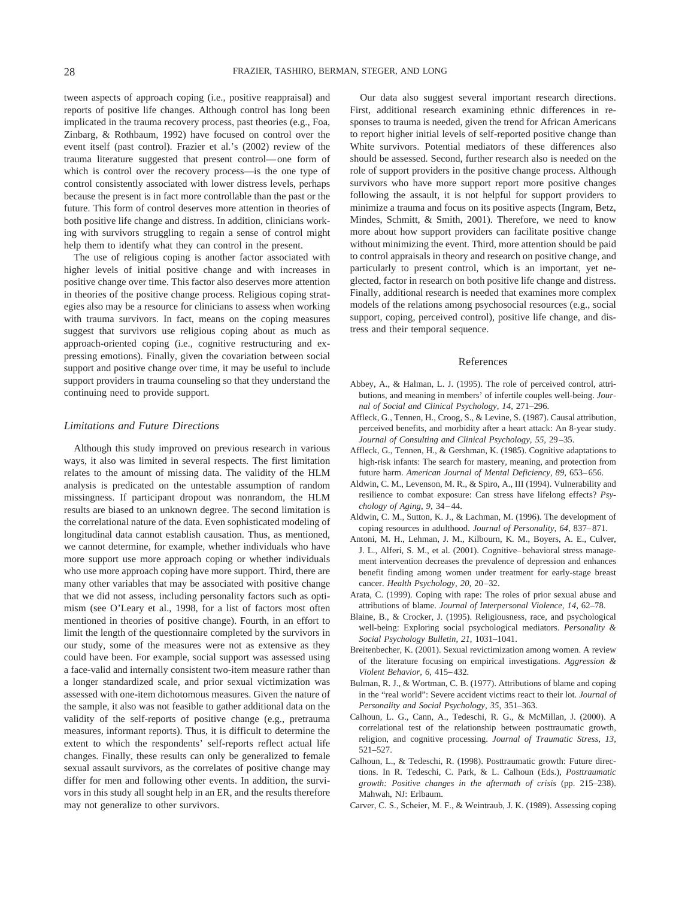tween aspects of approach coping (i.e., positive reappraisal) and reports of positive life changes. Although control has long been implicated in the trauma recovery process, past theories (e.g., Foa, Zinbarg, & Rothbaum, 1992) have focused on control over the event itself (past control). Frazier et al.'s (2002) review of the trauma literature suggested that present control—one form of which is control over the recovery process—is the one type of control consistently associated with lower distress levels, perhaps because the present is in fact more controllable than the past or the future. This form of control deserves more attention in theories of both positive life change and distress. In addition, clinicians working with survivors struggling to regain a sense of control might help them to identify what they can control in the present.

The use of religious coping is another factor associated with higher levels of initial positive change and with increases in positive change over time. This factor also deserves more attention in theories of the positive change process. Religious coping strategies also may be a resource for clinicians to assess when working with trauma survivors. In fact, means on the coping measures suggest that survivors use religious coping about as much as approach-oriented coping (i.e., cognitive restructuring and expressing emotions). Finally, given the covariation between social support and positive change over time, it may be useful to include support providers in trauma counseling so that they understand the continuing need to provide support.

### *Limitations and Future Directions*

Although this study improved on previous research in various ways, it also was limited in several respects. The first limitation relates to the amount of missing data. The validity of the HLM analysis is predicated on the untestable assumption of random missingness. If participant dropout was nonrandom, the HLM results are biased to an unknown degree. The second limitation is the correlational nature of the data. Even sophisticated modeling of longitudinal data cannot establish causation. Thus, as mentioned, we cannot determine, for example, whether individuals who have more support use more approach coping or whether individuals who use more approach coping have more support. Third, there are many other variables that may be associated with positive change that we did not assess, including personality factors such as optimism (see O'Leary et al., 1998, for a list of factors most often mentioned in theories of positive change). Fourth, in an effort to limit the length of the questionnaire completed by the survivors in our study, some of the measures were not as extensive as they could have been. For example, social support was assessed using a face-valid and internally consistent two-item measure rather than a longer standardized scale, and prior sexual victimization was assessed with one-item dichotomous measures. Given the nature of the sample, it also was not feasible to gather additional data on the validity of the self-reports of positive change (e.g., pretrauma measures, informant reports). Thus, it is difficult to determine the extent to which the respondents' self-reports reflect actual life changes. Finally, these results can only be generalized to female sexual assault survivors, as the correlates of positive change may differ for men and following other events. In addition, the survivors in this study all sought help in an ER, and the results therefore may not generalize to other survivors.

Our data also suggest several important research directions. First, additional research examining ethnic differences in responses to trauma is needed, given the trend for African Americans to report higher initial levels of self-reported positive change than White survivors. Potential mediators of these differences also should be assessed. Second, further research also is needed on the role of support providers in the positive change process. Although survivors who have more support report more positive changes following the assault, it is not helpful for support providers to minimize a trauma and focus on its positive aspects (Ingram, Betz, Mindes, Schmitt, & Smith, 2001). Therefore, we need to know more about how support providers can facilitate positive change without minimizing the event. Third, more attention should be paid to control appraisals in theory and research on positive change, and particularly to present control, which is an important, yet neglected, factor in research on both positive life change and distress. Finally, additional research is needed that examines more complex models of the relations among psychosocial resources (e.g., social support, coping, perceived control), positive life change, and distress and their temporal sequence.

## References

Abbey, A., & Halman, L. J. (1995). The role of perceived control, attributions, and meaning in members' of infertile couples well-being. *Journal of Social and Clinical Psychology, 14,* 271–296.

Affleck, G., Tennen, H., Croog, S., & Levine, S. (1987). Causal attribution, perceived benefits, and morbidity after a heart attack: An 8-year study. *Journal of Consulting and Clinical Psychology, 55,* 29–35.

Affleck, G., Tennen, H., & Gershman, K. (1985). Cognitive adaptations to high-risk infants: The search for mastery, meaning, and protection from future harm. *American Journal of Mental Deficiency, 89,* 653–656.

Aldwin, C. M., Levenson, M. R., & Spiro, A., III (1994). Vulnerability and resilience to combat exposure: Can stress have lifelong effects? *Psychology of Aging, 9,* 34–44.

Aldwin, C. M., Sutton, K. J., & Lachman, M. (1996). The development of coping resources in adulthood. *Journal of Personality, 64,* 837–871.

Antoni, M. H., Lehman, J. M., Kilbourn, K. M., Boyers, A. E., Culver, J. L., Alferi, S. M., et al. (2001). Cognitive–behavioral stress management intervention decreases the prevalence of depression and enhances benefit finding among women under treatment for early-stage breast cancer. *Health Psychology, 20,* 20–32.

Arata, C. (1999). Coping with rape: The roles of prior sexual abuse and attributions of blame. *Journal of Interpersonal Violence, 14,* 62–78.

Blaine, B., & Crocker, J. (1995). Religiousness, race, and psychological well-being: Exploring social psychological mediators. *Personality & Social Psychology Bulletin, 21,* 1031–1041.

Breitenbecher, K. (2001). Sexual revictimization among women. A review of the literature focusing on empirical investigations. *Aggression & Violent Behavior, 6,* 415–432.

Bulman, R. J., & Wortman, C. B. (1977). Attributions of blame and coping in the "real world": Severe accident victims react to their lot. *Journal of Personality and Social Psychology, 35,* 351–363.

Calhoun, L. G., Cann, A., Tedeschi, R. G., & McMillan, J. (2000). A correlational test of the relationship between posttraumatic growth, religion, and cognitive processing. *Journal of Traumatic Stress, 13,* 521–527.

Calhoun, L., & Tedeschi, R. (1998). Posttraumatic growth: Future directions. In R. Tedeschi, C. Park, & L. Calhoun (Eds.), *Posttraumatic growth: Positive changes in the aftermath of crisis* (pp. 215–238). Mahwah, NJ: Erlbaum.

Carver, C. S., Scheier, M. F., & Weintraub, J. K. (1989). Assessing coping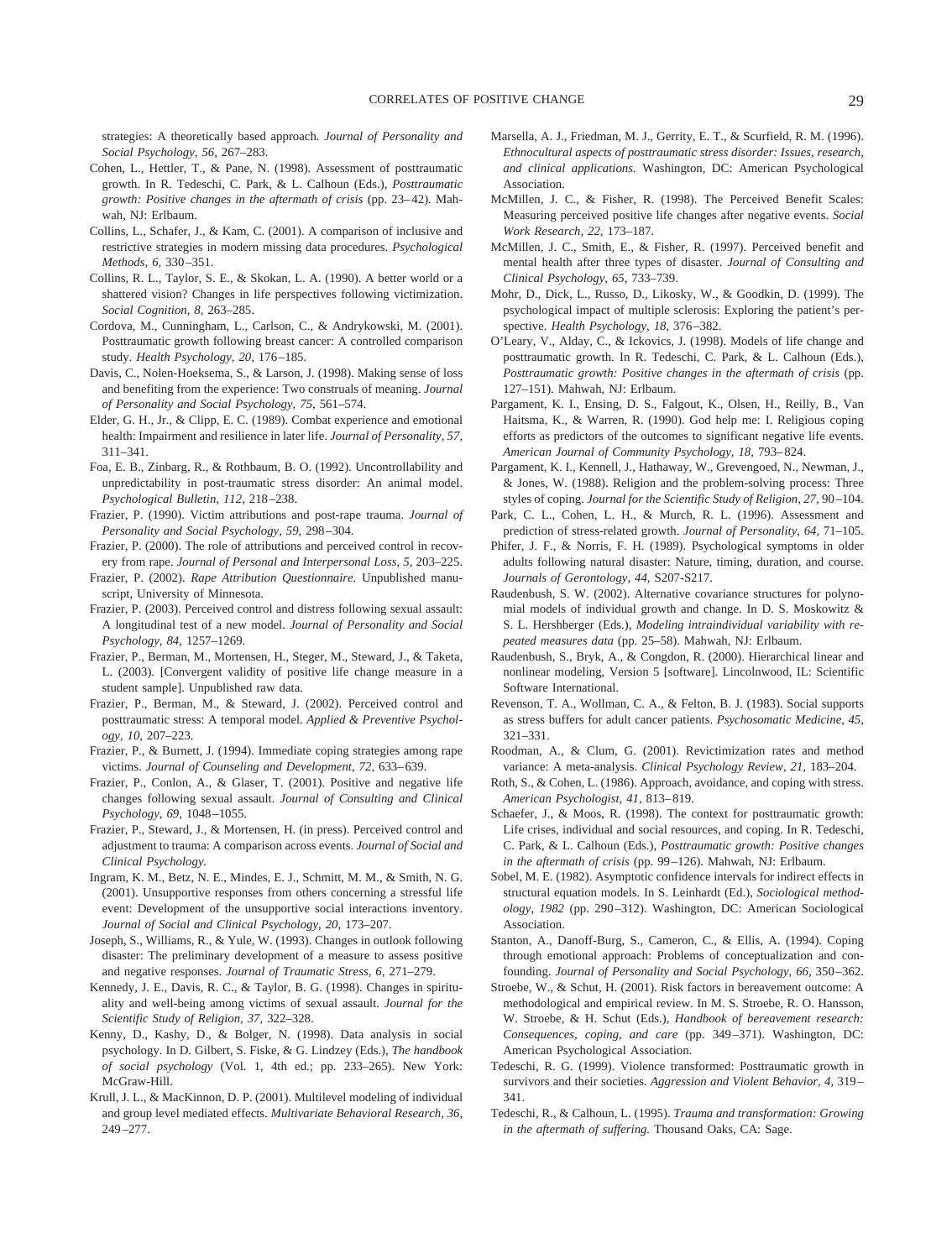strategies: A theoretically based approach. *Journal of Personality and Social Psychology, 56,* 267–283.

Cohen, L., Hettler, T., & Pane, N. (1998). Assessment of posttraumatic growth. In R. Tedeschi, C. Park, & L. Calhoun (Eds.), *Posttraumatic growth: Positive changes in the aftermath of crisis* (pp. 23–42). Mahwah, NJ: Erlbaum.

Collins, L., Schafer, J., & Kam, C. (2001). A comparison of inclusive and restrictive strategies in modern missing data procedures. *Psychological Methods, 6,* 330–351.

Collins, R. L., Taylor, S. E., & Skokan, L. A. (1990). A better world or a shattered vision? Changes in life perspectives following victimization. *Social Cognition, 8,* 263–285.

Cordova, M., Cunningham, L., Carlson, C., & Andrykowski, M. (2001). Posttraumatic growth following breast cancer: A controlled comparison study. *Health Psychology, 20,* 176–185.

Davis, C., Nolen-Hoeksema, S., & Larson, J. (1998). Making sense of loss and benefiting from the experience: Two construals of meaning. *Journal of Personality and Social Psychology, 75,* 561–574.

Elder, G. H., Jr., & Clipp, E. C. (1989). Combat experience and emotional health: Impairment and resilience in later life. *Journal of Personality, 57,* 311–341.

Foa, E. B., Zinbarg, R., & Rothbaum, B. O. (1992). Uncontrollability and unpredictability in post-traumatic stress disorder: An animal model. *Psychological Bulletin, 112,* 218–238.

Frazier, P. (1990). Victim attributions and post-rape trauma. *Journal of Personality and Social Psychology, 59,* 298–304.

Frazier, P. (2000). The role of attributions and perceived control in recovery from rape. *Journal of Personal and Interpersonal Loss, 5,* 203–225.

Frazier, P. (2002). *Rape Attribution Questionnaire.* Unpublished manuscript, University of Minnesota.

Frazier, P. (2003). Perceived control and distress following sexual assault: A longitudinal test of a new model. *Journal of Personality and Social Psychology, 84,* 1257–1269.

Frazier, P., Berman, M., Mortensen, H., Steger, M., Steward, J., & Taketa, L. (2003). [Convergent validity of positive life change measure in a student sample]. Unpublished raw data.

Frazier, P., Berman, M., & Steward, J. (2002). Perceived control and posttraumatic stress: A temporal model. *Applied & Preventive Psychology, 10,* 207–223.

Frazier, P., & Burnett, J. (1994). Immediate coping strategies among rape victims. *Journal of Counseling and Development, 72,* 633–639.

Frazier, P., Conlon, A., & Glaser, T. (2001). Positive and negative life changes following sexual assault. *Journal of Consulting and Clinical Psychology, 69,* 1048–1055.

Frazier, P., Steward, J., & Mortensen, H. (in press). Perceived control and adjustment to trauma: A comparison across events. *Journal of Social and Clinical Psychology.*

Ingram, K. M., Betz, N. E., Mindes, E. J., Schmitt, M. M., & Smith, N. G. (2001). Unsupportive responses from others concerning a stressful life event: Development of the unsupportive social interactions inventory. *Journal of Social and Clinical Psychology, 20,* 173–207.

Joseph, S., Williams, R., & Yule, W. (1993). Changes in outlook following disaster: The preliminary development of a measure to assess positive and negative responses. *Journal of Traumatic Stress, 6,* 271–279.

Kennedy, J. E., Davis, R. C., & Taylor, B. G. (1998). Changes in spirituality and well-being among victims of sexual assault. *Journal for the Scientific Study of Religion, 37,* 322–328.

Kenny, D., Kashy, D., & Bolger, N. (1998). Data analysis in social psychology. In D. Gilbert, S. Fiske, & G. Lindzey (Eds.), *The handbook of social psychology* (Vol. 1, 4th ed.; pp. 233–265). New York: McGraw-Hill.

Krull, J. L., & MacKinnon, D. P. (2001). Multilevel modeling of individual and group level mediated effects. *Multivariate Behavioral Research, 36,* 249–277.

Marsella, A. J., Friedman, M. J., Gerrity, E. T., & Scurfield, R. M. (1996). *Ethnocultural aspects of posttraumatic stress disorder: Issues, research, and clinical applications.* Washington, DC: American Psychological Association.

McMillen, J. C., & Fisher, R. (1998). The Perceived Benefit Scales: Measuring perceived positive life changes after negative events. *Social Work Research, 22,* 173–187.

McMillen, J. C., Smith, E., & Fisher, R. (1997). Perceived benefit and mental health after three types of disaster. *Journal of Consulting and Clinical Psychology, 65,* 733–739.

Mohr, D., Dick, L., Russo, D., Likosky, W., & Goodkin, D. (1999). The psychological impact of multiple sclerosis: Exploring the patient's perspective. *Health Psychology, 18,* 376–382.

O'Leary, V., Alday, C., & Ickovics, J. (1998). Models of life change and posttraumatic growth. In R. Tedeschi, C. Park, & L. Calhoun (Eds.), *Posttraumatic growth: Positive changes in the aftermath of crisis* (pp. 127–151). Mahwah, NJ: Erlbaum.

Pargament, K. I., Ensing, D. S., Falgout, K., Olsen, H., Reilly, B., Van Haitsma, K., & Warren, R. (1990). God help me: I. Religious coping efforts as predictors of the outcomes to significant negative life events. *American Journal of Community Psychology, 18,* 793–824.

Pargament, K. I., Kennell, J., Hathaway, W., Grevengoed, N., Newman, J., & Jones, W. (1988). Religion and the problem-solving process: Three styles of coping. *Journal for the Scientific Study of Religion, 27,* 90–104.

Park, C. L., Cohen, L. H., & Murch, R. L. (1996). Assessment and prediction of stress-related growth. *Journal of Personality, 64,* 71–105.

Phifer, J. F., & Norris, F. H. (1989). Psychological symptoms in older adults following natural disaster: Nature, timing, duration, and course. *Journals of Gerontology, 44,* S207-S217.

Raudenbush, S. W. (2002). Alternative covariance structures for polynomial models of individual growth and change. In D. S. Moskowitz & S. L. Hershberger (Eds.), *Modeling intraindividual variability with repeated measures data* (pp. 25–58). Mahwah, NJ: Erlbaum.

Raudenbush, S., Bryk, A., & Congdon, R. (2000). Hierarchical linear and nonlinear modeling, Version 5 [software]. Lincolnwood, IL: Scientific Software International.

Revenson, T. A., Wollman, C. A., & Felton, B. J. (1983). Social supports as stress buffers for adult cancer patients. *Psychosomatic Medicine, 45,* 321–331.

Roodman, A., & Clum, G. (2001). Revictimization rates and method variance: A meta-analysis. *Clinical Psychology Review, 21,* 183–204.

Roth, S., & Cohen, L. (1986). Approach, avoidance, and coping with stress. *American Psychologist, 41,* 813–819.

Schaefer, J., & Moos, R. (1998). The context for posttraumatic growth: Life crises, individual and social resources, and coping. In R. Tedeschi, C. Park, & L. Calhoun (Eds.), *Posttraumatic growth: Positive changes in the aftermath of crisis* (pp. 99–126). Mahwah, NJ: Erlbaum.

Sobel, M. E. (1982). Asymptotic confidence intervals for indirect effects in structural equation models. In S. Leinhardt (Ed.), *Sociological methodology, 1982* (pp. 290–312). Washington, DC: American Sociological Association.

Stanton, A., Danoff-Burg, S., Cameron, C., & Ellis, A. (1994). Coping through emotional approach: Problems of conceptualization and confounding. *Journal of Personality and Social Psychology, 66,* 350–362.

Stroebe, W., & Schut, H. (2001). Risk factors in bereavement outcome: A methodological and empirical review. In M. S. Stroebe, R. O. Hansson, W. Stroebe, & H. Schut (Eds.), *Handbook of bereavement research: Consequences, coping, and care* (pp. 349–371). Washington, DC: American Psychological Association.

Tedeschi, R. G. (1999). Violence transformed: Posttraumatic growth in survivors and their societies. *Aggression and Violent Behavior, 4,* 319–341.

Tedeschi, R., & Calhoun, L. (1995). *Trauma and transformation: Growing in the aftermath of suffering.* Thousand Oaks, CA: Sage.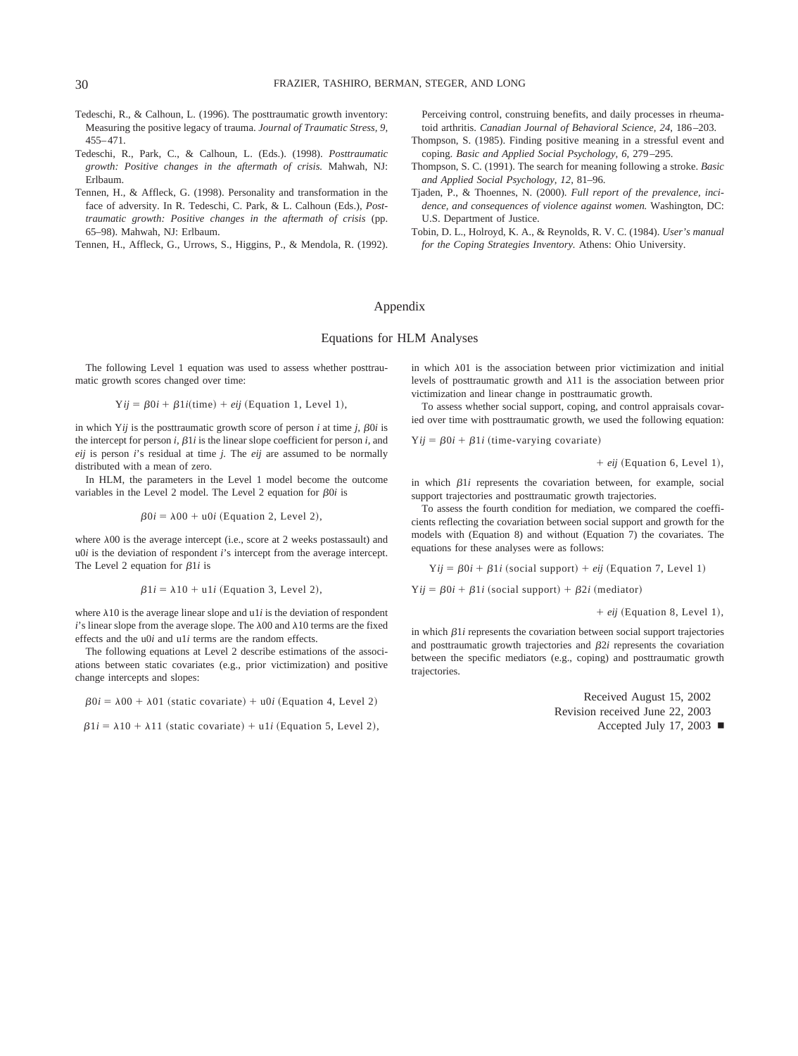Tedeschi, R., & Calhoun, L. (1996). The posttraumatic growth inventory: Measuring the positive legacy of trauma. *Journal of Traumatic Stress, 9,* 455–471.

Tedeschi, R., Park, C., & Calhoun, L. (Eds.). (1998). *Posttraumatic growth: Positive changes in the aftermath of crisis.* Mahwah, NJ: Erlbaum.

Tennen, H., & Affleck, G. (1998). Personality and transformation in the face of adversity. In R. Tedeschi, C. Park, & L. Calhoun (Eds.), *Posttraumatic growth: Positive changes in the aftermath of crisis* (pp. 65–98). Mahwah, NJ: Erlbaum.

Tennen, H., Affleck, G., Urrows, S., Higgins, P., & Mendola, R. (1992). Perceiving control, construing benefits, and daily processes in rheumatoid arthritis. *Canadian Journal of Behavioral Science, 24,* 186–203.

Thompson, S. (1985). Finding positive meaning in a stressful event and coping. *Basic and Applied Social Psychology, 6,* 279–295.

Thompson, S. C. (1991). The search for meaning following a stroke. *Basic and Applied Social Psychology, 12,* 81–96.

Tjaden, P., & Thoennes, N. (2000). *Full report of the prevalence, incidence, and consequences of violence against women.* Washington, DC: U.S. Department of Justice.

Tobin, D. L., Holroyd, K. A., & Reynolds, R. V. C. (1984). *User's manual for the Coping Strategies Inventory.* Athens: Ohio University.

## Appendix

### Equations for HLM Analyses

The following Level 1 equation was used to assess whether posttraumatic growth scores changed over time:

$$Y_{ij} = \beta_{0i} + \beta_{1i}(\text{time}) + e_{ij} \text{ (Equation 1, Level 1)},$$

in which $Y_{ij}$ is the posttraumatic growth score of person $i$ at time $j$, $\beta_{0i}$ is the intercept for person $i$, $\beta_{1i}$ is the linear slope coefficient for person $i$, and $e_{ij}$ is person $i$'s residual at time $j$. The $e_{ij}$ are assumed to be normally distributed with a mean of zero.

In HLM, the parameters in the Level 1 model become the outcome variables in the Level 2 model. The Level 2 equation for $\beta_{0i}$ is

$$\beta_{0i} = \lambda_{00} + u_{0i} \text{ (Equation 2, Level 2)},$$

where $\lambda_{00}$ is the average intercept (i.e., score at 2 weeks postassault) and $u_{0i}$ is the deviation of respondent $i$'s intercept from the average intercept. The Level 2 equation for $\beta_{1i}$ is

$$\beta_{1i} = \lambda_{10} + u_{1i} \text{ (Equation 3, Level 2)},$$

where $\lambda_{10}$ is the average linear slope and $u_{1i}$ is the deviation of respondent $i$'s linear slope from the average slope. The $\lambda_{00}$ and $\lambda_{10}$ terms are the fixed effects and the $u_{0i}$ and $u_{1i}$ terms are the random effects.

The following equations at Level 2 describe estimations of the associations between static covariates (e.g., prior victimization) and positive change intercepts and slopes:

$$\beta_{0i} = \lambda_{00} + \lambda_{01} \text{ (static covariate)} + u_{0i} \text{ (Equation 4, Level 2)}$$

$$\beta_{1i} = \lambda_{10} + \lambda_{11} \text{ (static covariate)} + u_{1i} \text{ (Equation 5, Level 2)},$$

in which $\lambda_{01}$ is the association between prior victimization and initial levels of posttraumatic growth and $\lambda_{11}$ is the association between prior victimization and linear change in posttraumatic growth.

To assess whether social support, coping, and control appraisals covaried over time with posttraumatic growth, we used the following equation:

$$Y_{ij} = \beta_{0i} + \beta_{1i} \text{ (time-varying covariate)} + e_{ij} \text{ (Equation 6, Level 1)},$$

in which $\beta_{1i}$ represents the covariation between, for example, social support trajectories and posttraumatic growth trajectories.

To assess the fourth condition for mediation, we compared the coefficients reflecting the covariation between social support and growth for the models with (Equation 8) and without (Equation 7) the covariates. The equations for these analyses were as follows:

$$Y_{ij} = \beta_{0i} + \beta_{1i} \text{ (social support)} + e_{ij} \text{ (Equation 7, Level 1)}$$

$$Y_{ij} = \beta_{0i} + \beta_{1i} \text{ (social support)} + \beta_{2i} \text{ (mediator)} + e_{ij} \text{ (Equation 8, Level 1)},$$

in which $\beta_{1i}$ represents the covariation between social support trajectories and posttraumatic growth trajectories and $\beta_{2i}$ represents the covariation between the specific mediators (e.g., coping) and posttraumatic growth trajectories.

Received August 15, 2002
Revision received June 22, 2003
Accepted July 17, 2003 ■